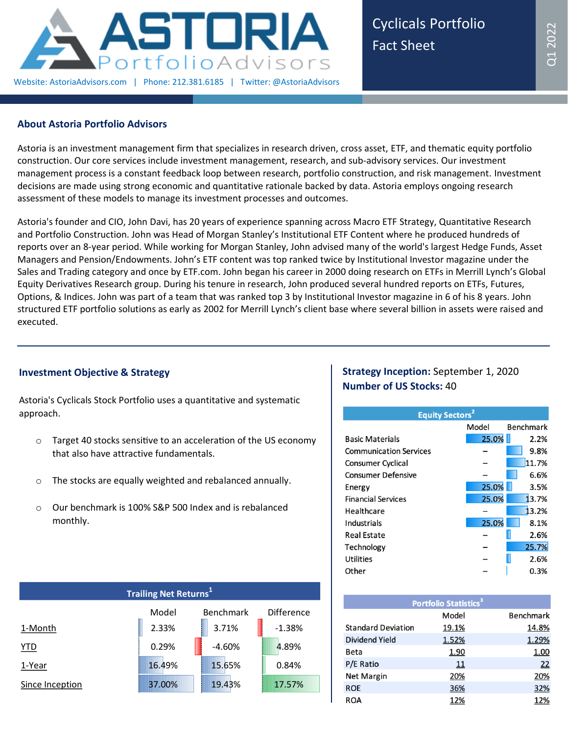# ASTORIA PortfolioAdvisors

Website: AstoriaAdvisors.com | Phone: 212.381.6185 | Twitter: @AstoriaAdvisors

**Cyclicals Portfolio Fact Sheet**

Q1 2022

## About Astoria Portfolio Advisors

Astoria is an investment management firm that specializes in research driven, cross asset, ETF, and thematic equity portfolio construction. Our core services include investment management, research, and sub-advisory services. Our investment management process is a constant feedback loop between research, portfolio construction, and risk management. Investment decisions are made using strong economic and quantitative rationale backed by data. Astoria employs ongoing research assessment of these models to manage its investment processes and outcomes.

Astoria's founder and CIO, John Davi, has 20 years of experience spanning across Macro ETF Strategy, Quantitative Research and Portfolio Construction. John was Head of Morgan Stanley's Institutional ETF Content where he produced hundreds of reports over an 8-year period. While working for Morgan Stanley, John advised many of the world's largest Hedge Funds, Asset Managers and Pension/Endowments. John's ETF content was top ranked twice by Institutional Investor magazine under the Sales and Trading category and once by ETF.com. John began his career in 2000 doing research on ETFs in Merrill Lynch's Global Equity Derivatives Research group. During his tenure in research, John produced several hundred reports on ETFs, Futures, Options, & Indices. John was part of a team that was ranked top 3 by Institutional Investor magazine in 6 of his 8 years. John structured ETF portfolio solutions as early as 2002 for Merrill Lynch's client base where several billion in assets were raised and executed.

## Investment Objective & Strategy

Astoria's Cyclicals Stock Portfolio uses a quantitative and systematic approach.

- Target 40 stocks sensitive to an acceleration of the US economy that also have attractive fundamentals.
- The stocks are equally weighted and rebalanced annually.
- Our benchmark is 100% S&P 500 Index and is rebalanced monthly.

**Trailing Net Returns**[1]

| | Model | Benchmark | Difference |
|---|---|---|---|
| 1-Month | 2.33% | 3.71% | -1.38% |
| YTD | 0.29% | -4.60% | 4.89% |
| 1-Year | 16.49% | 15.65% | 0.84% |
| Since Inception | 37.00% | 19.43% | 17.57% |

**Strategy Inception:** September 1, 2020
**Number of US Stocks:** 40

**Equity Sectors**[2]

| | Model | Benchmark |
|---|---|---|
| Basic Materials | 25.0% | 2.2% |
| Communication Services | – | 9.8% |
| Consumer Cyclical | – | 11.7% |
| Consumer Defensive | – | 6.6% |
| Energy | 25.0% | 3.5% |
| Financial Services | 25.0% | 13.7% |
| Healthcare | – | 13.2% |
| Industrials | 25.0% | 8.1% |
| Real Estate | – | 2.6% |
| Technology | – | 25.7% |
| Utilities | – | 2.6% |
| Other | – | 0.3% |

**Portfolio Statistics**[3]

| | Model | Benchmark |
|---|---|---|
| Standard Deviation | 19.1% | 14.8% |
| Dividend Yield | 1.52% | 1.29% |
| Beta | 1.90 | 1.00 |
| P/E Ratio | 11 | 22 |
| Net Margin | 20% | 20% |
| ROE | 36% | 32% |
| ROA | 12% | 12% |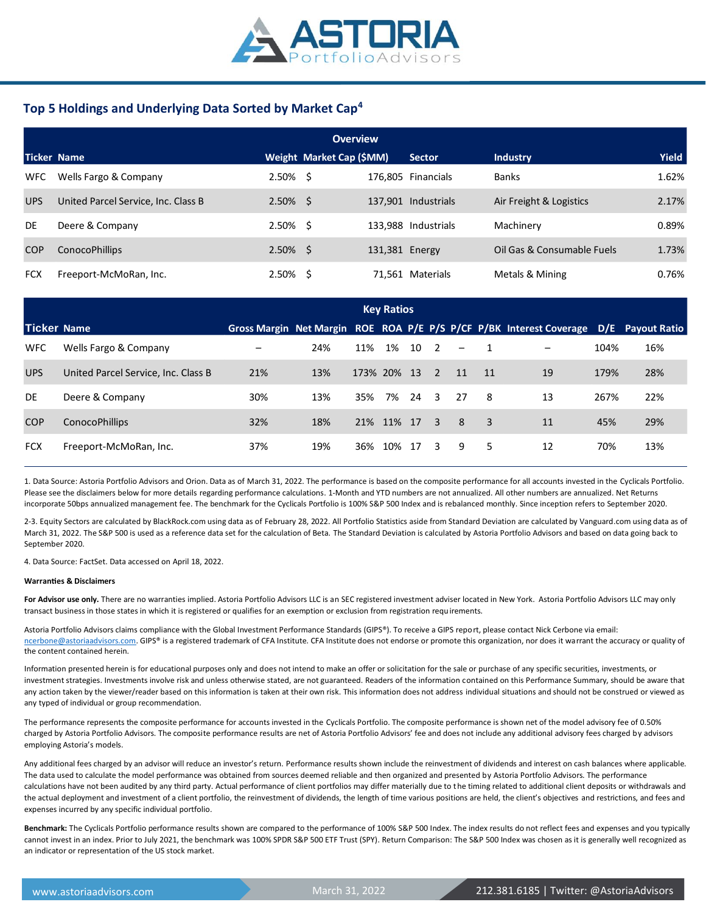## Top 5 Holdings and Underlying Data Sorted by Market Cap[4]

| Overview | | | | | | |
|---|---|---|---|---|---|---|
| **Ticker** | **Name** | **Weight** | **Market Cap ($MM)** | **Sector** | **Industry** | **Yield** |
| WFC | Wells Fargo & Company | 2.50% | $ 176,805 | Financials | Banks | 1.62% |
| UPS | United Parcel Service, Inc. Class B | 2.50% | $ 137,901 | Industrials | Air Freight & Logistics | 2.17% |
| DE | Deere & Company | 2.50% | $ 133,988 | Industrials | Machinery | 0.89% |
| COP | ConocoPhillips | 2.50% | $ 131,381 | Energy | Oil Gas & Consumable Fuels | 1.73% |
| FCX | Freeport-McMoRan, Inc. | 2.50% | $ 71,561 | Materials | Metals & Mining | 0.76% |

| Key Ratios | | | | | | | | | | | | | |
|---|---|---|---|---|---|---|---|---|---|---|---|---|---|
| **Ticker** | **Name** | **Gross Margin** | **Net Margin** | **ROE** | **ROA** | **P/E** | **P/S** | **P/CF** | **P/BK** | **Interest Coverage** | **D/E** | **Payout Ratio** |
| WFC | Wells Fargo & Company | – | 24% | 11% | 1% | 10 | 2 | – | 1 | – | 104% | 16% |
| UPS | United Parcel Service, Inc. Class B | 21% | 13% | 173% | 20% | 13 | 2 | 11 | 11 | 19 | 179% | 28% |
| DE | Deere & Company | 30% | 13% | 35% | 7% | 24 | 3 | 27 | 8 | 13 | 267% | 22% |
| COP | ConocoPhillips | 32% | 18% | 21% | 11% | 17 | 3 | 8 | 3 | 11 | 45% | 29% |
| FCX | Freeport-McMoRan, Inc. | 37% | 19% | 36% | 10% | 17 | 3 | 9 | 5 | 12 | 70% | 13% |

1. Data Source: Astoria Portfolio Advisors and Orion. Data as of March 31, 2022. The performance is based on the composite performance for all accounts invested in the Cyclicals Portfolio. Please see the disclaimers below for more details regarding performance calculations. 1-Month and YTD numbers are not annualized. All other numbers are annualized. Net Returns incorporate 50bps annualized management fee. The benchmark for the Cyclicals Portfolio is 100% S&P 500 Index and is rebalanced monthly. Since inception refers to September 2020.

2-3. Equity Sectors are calculated by BlackRock.com using data as of February 28, 2022. All Portfolio Statistics aside from Standard Deviation are calculated by Vanguard.com using data as of March 31, 2022. The S&P 500 is used as a reference data set for the calculation of Beta. The Standard Deviation is calculated by Astoria Portfolio Advisors and based on data going back to September 2020.

4. Data Source: FactSet. Data accessed on April 18, 2022.

**Warranties & Disclaimers**

**For Advisor use only.** There are no warranties implied. Astoria Portfolio Advisors LLC is an SEC registered investment adviser located in New York. Astoria Portfolio Advisors LLC may only transact business in those states in which it is registered or qualifies for an exemption or exclusion from registration requirements.

Astoria Portfolio Advisors claims compliance with the Global Investment Performance Standards (GIPS®). To receive a GIPS report, please contact Nick Cerbone via email: ncerbone@astoriaadvisors.com. GIPS® is a registered trademark of CFA Institute. CFA Institute does not endorse or promote this organization, nor does it warrant the accuracy or quality of the content contained herein.

Information presented herein is for educational purposes only and does not intend to make an offer or solicitation for the sale or purchase of any specific securities, investments, or investment strategies. Investments involve risk and unless otherwise stated, are not guaranteed. Readers of the information contained on this Performance Summary, should be aware that any action taken by the viewer/reader based on this information is taken at their own risk. This information does not address individual situations and should not be construed or viewed as any typed of individual or group recommendation.

The performance represents the composite performance for accounts invested in the Cyclicals Portfolio. The composite performance is shown net of the model advisory fee of 0.50% charged by Astoria Portfolio Advisors. The composite performance results are net of Astoria Portfolio Advisors' fee and does not include any additional advisory fees charged by advisors employing Astoria's models.

Any additional fees charged by an advisor will reduce an investor's return. Performance results shown include the reinvestment of dividends and interest on cash balances where applicable. The data used to calculate the model performance was obtained from sources deemed reliable and then organized and presented by Astoria Portfolio Advisors. The performance calculations have not been audited by any third party. Actual performance of client portfolios may differ materially due to the timing related to additional client deposits or withdrawals and the actual deployment and investment of a client portfolio, the reinvestment of dividends, the length of time various positions are held, the client's objectives and restrictions, and fees and expenses incurred by any specific individual portfolio.

**Benchmark:** The Cyclicals Portfolio performance results shown are compared to the performance of 100% S&P 500 Index. The index results do not reflect fees and expenses and you typically cannot invest in an index. Prior to July 2021, the benchmark was 100% SPDR S&P 500 ETF Trust (SPY). Return Comparison: The S&P 500 Index was chosen as it is generally well recognized as an indicator or representation of the US stock market.

www.astoriaadvisors.com | March 31, 2022 | 212.381.6185 | Twitter: @AstoriaAdvisors